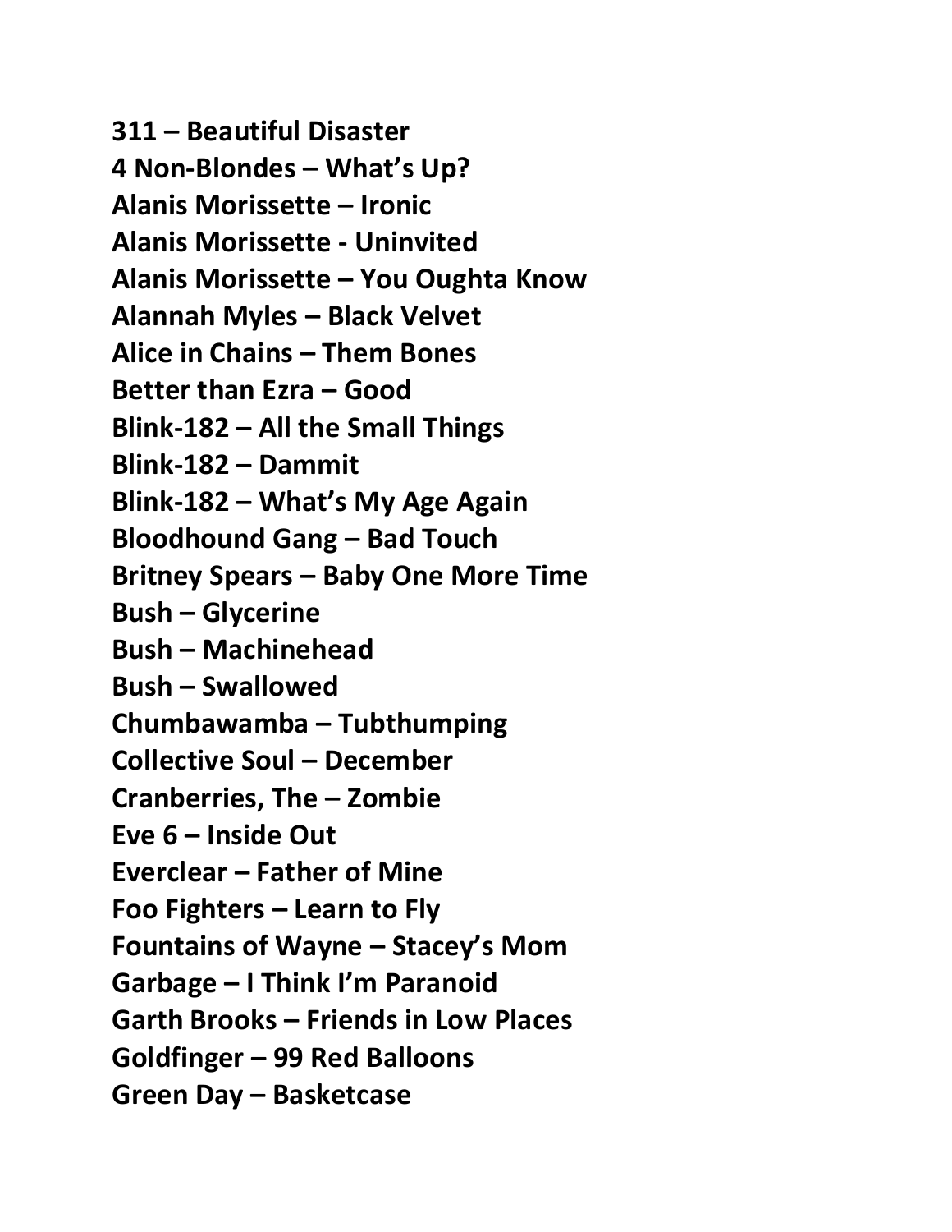**311 – Beautiful Disaster**
**4 Non-Blondes – What's Up?**
**Alanis Morissette – Ironic**
**Alanis Morissette - Uninvited**
**Alanis Morissette – You Oughta Know**
**Alannah Myles – Black Velvet**
**Alice in Chains – Them Bones**
**Better than Ezra – Good**
**Blink-182 – All the Small Things**
**Blink-182 – Dammit**
**Blink-182 – What's My Age Again**
**Bloodhound Gang – Bad Touch**
**Britney Spears – Baby One More Time**
**Bush – Glycerine**
**Bush – Machinehead**
**Bush – Swallowed**
**Chumbawamba – Tubthumping**
**Collective Soul – December**
**Cranberries, The – Zombie**
**Eve 6 – Inside Out**
**Everclear – Father of Mine**
**Foo Fighters – Learn to Fly**
**Fountains of Wayne – Stacey's Mom**
**Garbage – I Think I'm Paranoid**
**Garth Brooks – Friends in Low Places**
**Goldfinger – 99 Red Balloons**
**Green Day – Basketcase**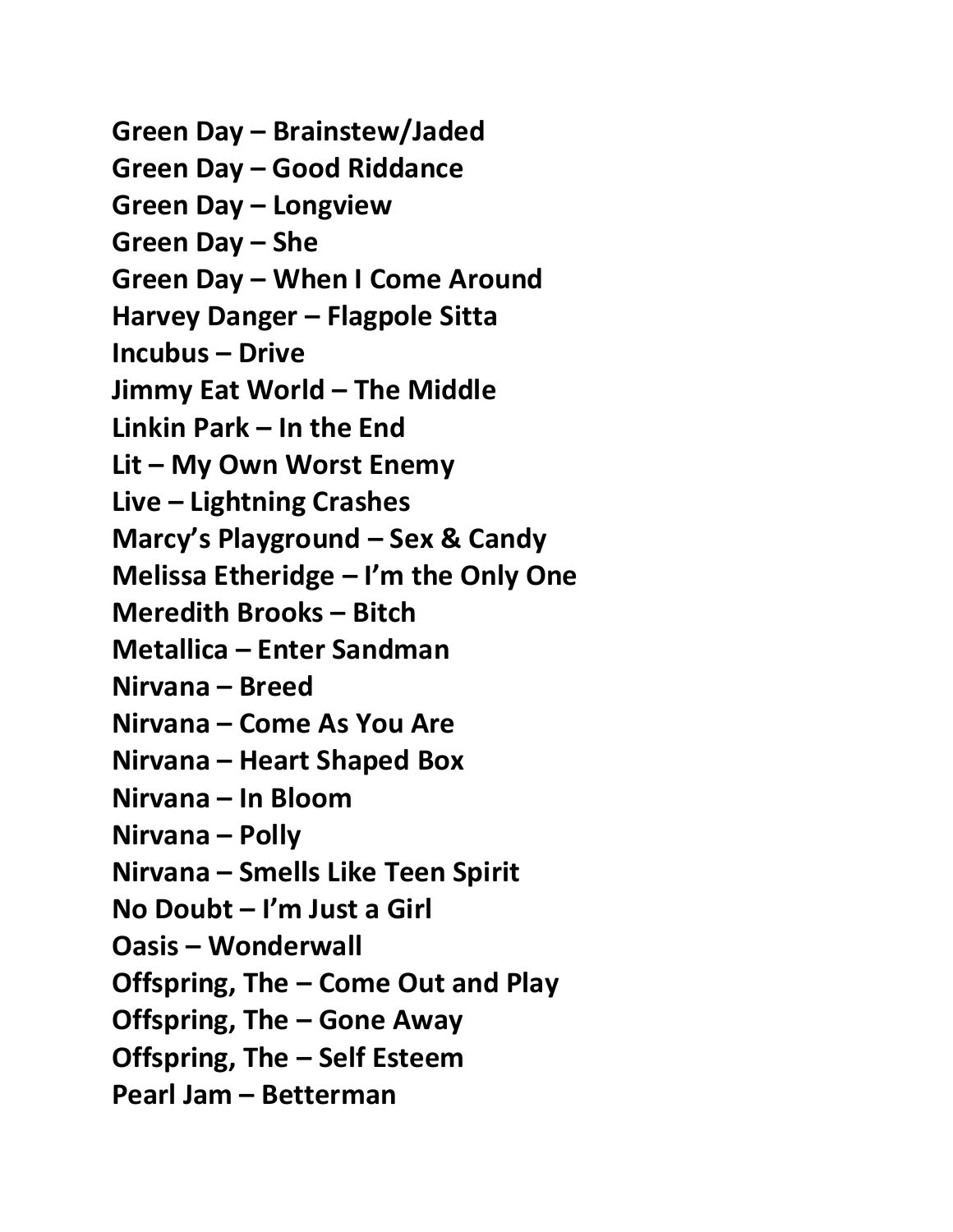**Green Day – Brainstew/Jaded**
**Green Day – Good Riddance**
**Green Day – Longview**
**Green Day – She**
**Green Day – When I Come Around**
**Harvey Danger – Flagpole Sitta**
**Incubus – Drive**
**Jimmy Eat World – The Middle**
**Linkin Park – In the End**
**Lit – My Own Worst Enemy**
**Live – Lightning Crashes**
**Marcy's Playground – Sex & Candy**
**Melissa Etheridge – I'm the Only One**
**Meredith Brooks – Bitch**
**Metallica – Enter Sandman**
**Nirvana – Breed**
**Nirvana – Come As You Are**
**Nirvana – Heart Shaped Box**
**Nirvana – In Bloom**
**Nirvana – Polly**
**Nirvana – Smells Like Teen Spirit**
**No Doubt – I'm Just a Girl**
**Oasis – Wonderwall**
**Offspring, The – Come Out and Play**
**Offspring, The – Gone Away**
**Offspring, The – Self Esteem**
**Pearl Jam – Betterman**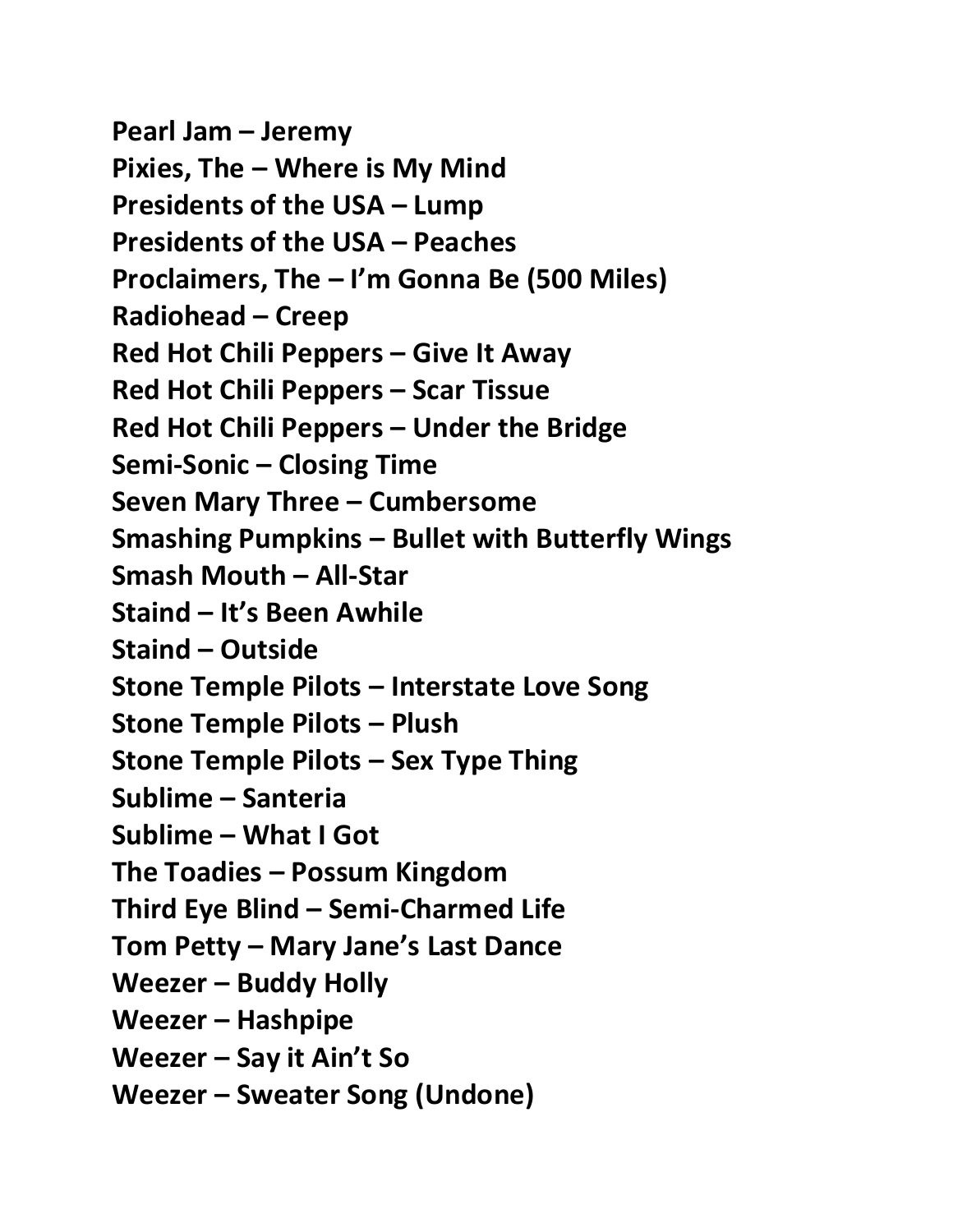**Pearl Jam – Jeremy**
**Pixies, The – Where is My Mind**
**Presidents of the USA – Lump**
**Presidents of the USA – Peaches**
**Proclaimers, The – I'm Gonna Be (500 Miles)**
**Radiohead – Creep**
**Red Hot Chili Peppers – Give It Away**
**Red Hot Chili Peppers – Scar Tissue**
**Red Hot Chili Peppers – Under the Bridge**
**Semi-Sonic – Closing Time**
**Seven Mary Three – Cumbersome**
**Smashing Pumpkins – Bullet with Butterfly Wings**
**Smash Mouth – All-Star**
**Staind – It's Been Awhile**
**Staind – Outside**
**Stone Temple Pilots – Interstate Love Song**
**Stone Temple Pilots – Plush**
**Stone Temple Pilots – Sex Type Thing**
**Sublime – Santeria**
**Sublime – What I Got**
**The Toadies – Possum Kingdom**
**Third Eye Blind – Semi-Charmed Life**
**Tom Petty – Mary Jane's Last Dance**
**Weezer – Buddy Holly**
**Weezer – Hashpipe**
**Weezer – Say it Ain't So**
**Weezer – Sweater Song (Undone)**